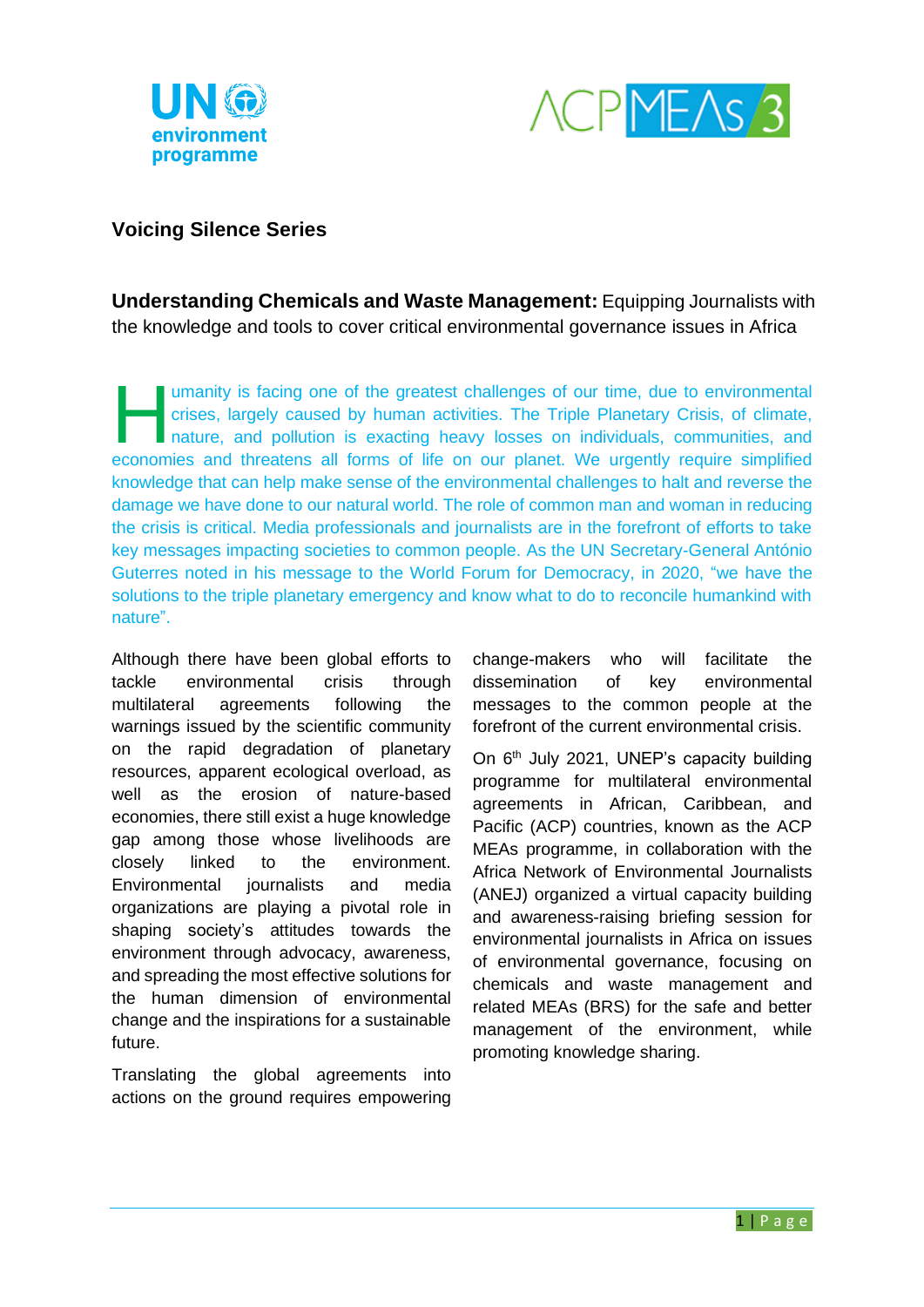## Voicing Silence Series

**Understanding Chemicals and Waste Management:** Equipping Journalists with the knowledge and tools to cover critical environmental governance issues in Africa

Humanity is facing one of the greatest challenges of our time, due to environmental crises, largely caused by human activities. The Triple Planetary Crisis, of climate, nature, and pollution is exacting heavy losses on individuals, communities, and economies and threatens all forms of life on our planet. We urgently require simplified knowledge that can help make sense of the environmental challenges to halt and reverse the damage we have done to our natural world. The role of common man and woman in reducing the crisis is critical. Media professionals and journalists are in the forefront of efforts to take key messages impacting societies to common people. As the UN Secretary-General António Guterres noted in his message to the World Forum for Democracy, in 2020, "we have the solutions to the triple planetary emergency and know what to do to reconcile humankind with nature".

Although there have been global efforts to tackle environmental crisis through multilateral agreements following the warnings issued by the scientific community on the rapid degradation of planetary resources, apparent ecological overload, as well as the erosion of nature-based economies, there still exist a huge knowledge gap among those whose livelihoods are closely linked to the environment. Environmental journalists and media organizations are playing a pivotal role in shaping society's attitudes towards the environment through advocacy, awareness, and spreading the most effective solutions for the human dimension of environmental change and the inspirations for a sustainable future.

Translating the global agreements into actions on the ground requires empowering change-makers who will facilitate the dissemination of key environmental messages to the common people at the forefront of the current environmental crisis.

On 6th July 2021, UNEP's capacity building programme for multilateral environmental agreements in African, Caribbean, and Pacific (ACP) countries, known as the ACP MEAs programme, in collaboration with the Africa Network of Environmental Journalists (ANEJ) organized a virtual capacity building and awareness-raising briefing session for environmental journalists in Africa on issues of environmental governance, focusing on chemicals and waste management and related MEAs (BRS) for the safe and better management of the environment, while promoting knowledge sharing.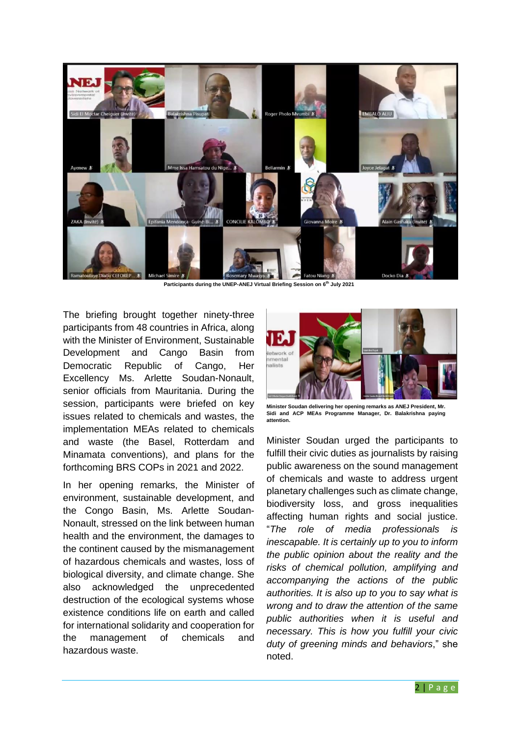Participants during the UNEP-ANEJ Virtual Briefing Session on 6th July 2021

The briefing brought together ninety-three participants from 48 countries in Africa, along with the Minister of Environment, Sustainable Development and Cango Basin from Democratic Republic of Cango, Her Excellency Ms. Arlette Soudan-Nonault, senior officials from Mauritania. During the session, participants were briefed on key issues related to chemicals and wastes, the implementation MEAs related to chemicals and waste (the Basel, Rotterdam and Minamata conventions), and plans for the forthcoming BRS COPs in 2021 and 2022.

In her opening remarks, the Minister of environment, sustainable development, and the Congo Basin, Ms. Arlette Soudan-Nonault, stressed on the link between human health and the environment, the damages to the continent caused by the mismanagement of hazardous chemicals and wastes, loss of biological diversity, and climate change. She also acknowledged the unprecedented destruction of the ecological systems whose existence conditions life on earth and called for international solidarity and cooperation for the management of chemicals and hazardous waste.

**Minister Soudan delivering her opening remarks as ANEJ President, Mr. Sidi and ACP MEAs Programme Manager, Dr. Balakrishna paying attention.**

Minister Soudan urged the participants to fulfill their civic duties as journalists by raising public awareness on the sound management of chemicals and waste to address urgent planetary challenges such as climate change, biodiversity loss, and gross inequalities affecting human rights and social justice. "*The role of media professionals is inescapable. It is certainly up to you to inform the public opinion about the reality and the risks of chemical pollution, amplifying and accompanying the actions of the public authorities. It is also up to you to say what is wrong and to draw the attention of the same public authorities when it is useful and necessary. This is how you fulfill your civic duty of greening minds and behaviors*," she noted.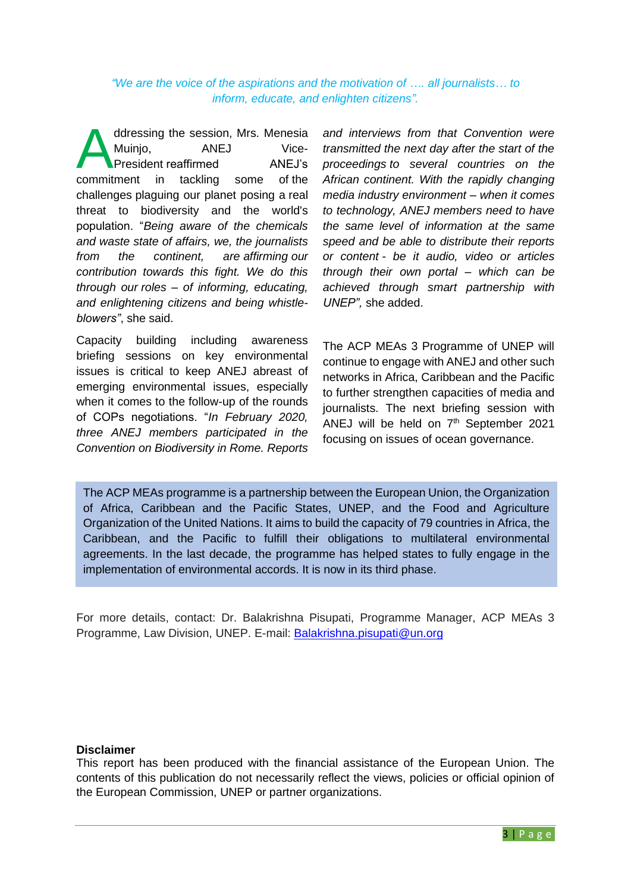*"We are the voice of the aspirations and the motivation of …. all journalists… to inform, educate, and enlighten citizens".*

Addressing the session, Mrs. Menesia Muinjo, ANEJ Vice-President reaffirmed ANEJ's commitment in tackling some of the challenges plaguing our planet posing a real threat to biodiversity and the world's population. "*Being aware of the chemicals and waste state of affairs, we, the journalists from the continent, are affirming our contribution towards this fight. We do this through our roles – of informing, educating, and enlightening citizens and being whistle-blowers"*, she said.

Capacity building including awareness briefing sessions on key environmental issues is critical to keep ANEJ abreast of emerging environmental issues, especially when it comes to the follow-up of the rounds of COPs negotiations. "*In February 2020, three ANEJ members participated in the Convention on Biodiversity in Rome. Reports and interviews from that Convention were transmitted the next day after the start of the proceedings to several countries on the African continent. With the rapidly changing media industry environment – when it comes to technology, ANEJ members need to have the same level of information at the same speed and be able to distribute their reports or content - be it audio, video or articles through their own portal – which can be achieved through smart partnership with UNEP",* she added.

The ACP MEAs 3 Programme of UNEP will continue to engage with ANEJ and other such networks in Africa, Caribbean and the Pacific to further strengthen capacities of media and journalists. The next briefing session with ANEJ will be held on 7th September 2021 focusing on issues of ocean governance.

The ACP MEAs programme is a partnership between the European Union, the Organization of Africa, Caribbean and the Pacific States, UNEP, and the Food and Agriculture Organization of the United Nations. It aims to build the capacity of 79 countries in Africa, the Caribbean, and the Pacific to fulfill their obligations to multilateral environmental agreements. In the last decade, the programme has helped states to fully engage in the implementation of environmental accords. It is now in its third phase.

For more details, contact: Dr. Balakrishna Pisupati, Programme Manager, ACP MEAs 3 Programme, Law Division, UNEP. E-mail: Balakrishna.pisupati@un.org

**Disclaimer**

This report has been produced with the financial assistance of the European Union. The contents of this publication do not necessarily reflect the views, policies or official opinion of the European Commission, UNEP or partner organizations.